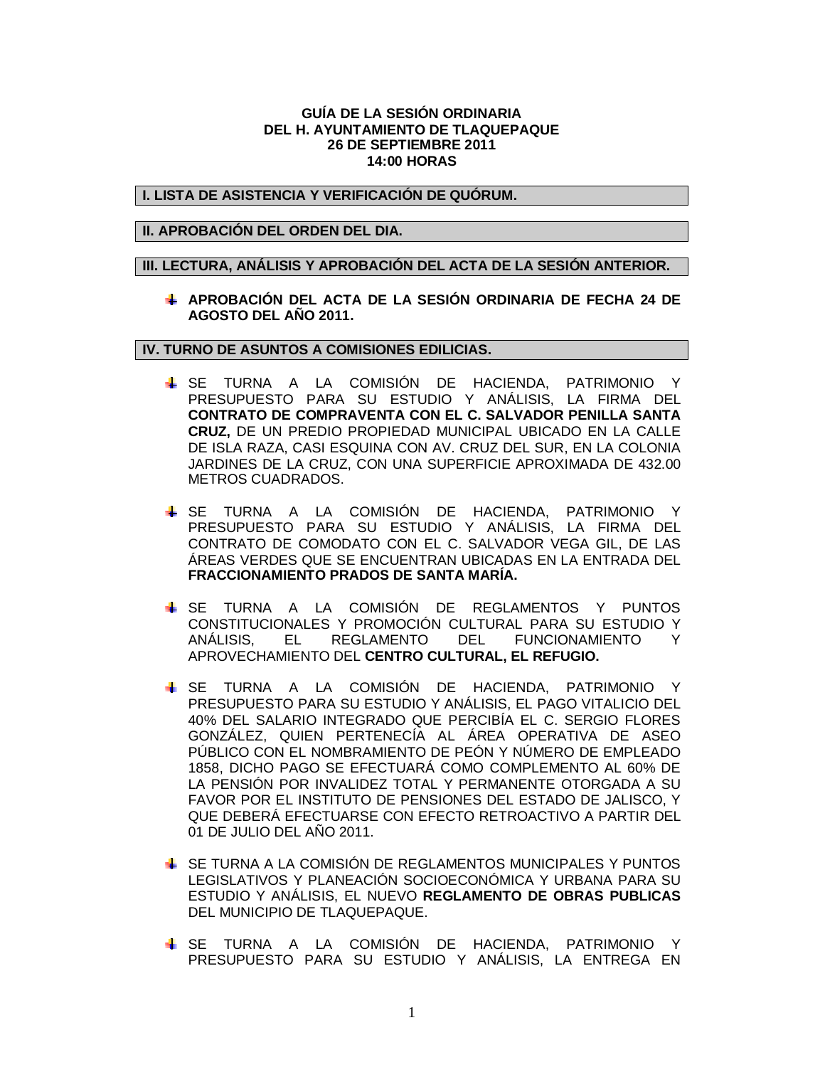**GUÍA DE LA SESIÓN ORDINARIA**
**DEL H. AYUNTAMIENTO DE TLAQUEPAQUE**
**26 DE SEPTIEMBRE 2011**
**14:00 HORAS**

## I. LISTA DE ASISTENCIA Y VERIFICACIÓN DE QUÓRUM.

## II. APROBACIÓN DEL ORDEN DEL DIA.

## III. LECTURA, ANÁLISIS Y APROBACIÓN DEL ACTA DE LA SESIÓN ANTERIOR.

- **APROBACIÓN DEL ACTA DE LA SESIÓN ORDINARIA DE FECHA 24 DE AGOSTO DEL AÑO 2011.**

## IV. TURNO DE ASUNTOS A COMISIONES EDILICIAS.

- SE TURNA A LA COMISIÓN DE HACIENDA, PATRIMONIO Y PRESUPUESTO PARA SU ESTUDIO Y ANÁLISIS, LA FIRMA DEL **CONTRATO DE COMPRAVENTA CON EL C. SALVADOR PENILLA SANTA CRUZ,** DE UN PREDIO PROPIEDAD MUNICIPAL UBICADO EN LA CALLE DE ISLA RAZA, CASI ESQUINA CON AV. CRUZ DEL SUR, EN LA COLONIA JARDINES DE LA CRUZ, CON UNA SUPERFICIE APROXIMADA DE 432.00 METROS CUADRADOS.

- SE TURNA A LA COMISIÓN DE HACIENDA, PATRIMONIO Y PRESUPUESTO PARA SU ESTUDIO Y ANÁLISIS, LA FIRMA DEL CONTRATO DE COMODATO CON EL C. SALVADOR VEGA GIL, DE LAS ÁREAS VERDES QUE SE ENCUENTRAN UBICADAS EN LA ENTRADA DEL **FRACCIONAMIENTO PRADOS DE SANTA MARÍA.**

- SE TURNA A LA COMISIÓN DE REGLAMENTOS Y PUNTOS CONSTITUCIONALES Y PROMOCIÓN CULTURAL PARA SU ESTUDIO Y ANÁLISIS, EL REGLAMENTO DEL FUNCIONAMIENTO Y APROVECHAMIENTO DEL **CENTRO CULTURAL, EL REFUGIO.**

- SE TURNA A LA COMISIÓN DE HACIENDA, PATRIMONIO Y PRESUPUESTO PARA SU ESTUDIO Y ANÁLISIS, EL PAGO VITALICIO DEL 40% DEL SALARIO INTEGRADO QUE PERCIBÍA EL C. SERGIO FLORES GONZÁLEZ, QUIEN PERTENECÍA AL ÁREA OPERATIVA DE ASEO PÚBLICO CON EL NOMBRAMIENTO DE PEÓN Y NÚMERO DE EMPLEADO 1858, DICHO PAGO SE EFECTUARÁ COMO COMPLEMENTO AL 60% DE LA PENSIÓN POR INVALIDEZ TOTAL Y PERMANENTE OTORGADA A SU FAVOR POR EL INSTITUTO DE PENSIONES DEL ESTADO DE JALISCO, Y QUE DEBERÁ EFECTUARSE CON EFECTO RETROACTIVO A PARTIR DEL 01 DE JULIO DEL AÑO 2011.

- SE TURNA A LA COMISIÓN DE REGLAMENTOS MUNICIPALES Y PUNTOS LEGISLATIVOS Y PLANEACIÓN SOCIOECONÓMICA Y URBANA PARA SU ESTUDIO Y ANÁLISIS, EL NUEVO **REGLAMENTO DE OBRAS PUBLICAS** DEL MUNICIPIO DE TLAQUEPAQUE.

- SE TURNA A LA COMISIÓN DE HACIENDA, PATRIMONIO Y PRESUPUESTO PARA SU ESTUDIO Y ANÁLISIS, LA ENTREGA EN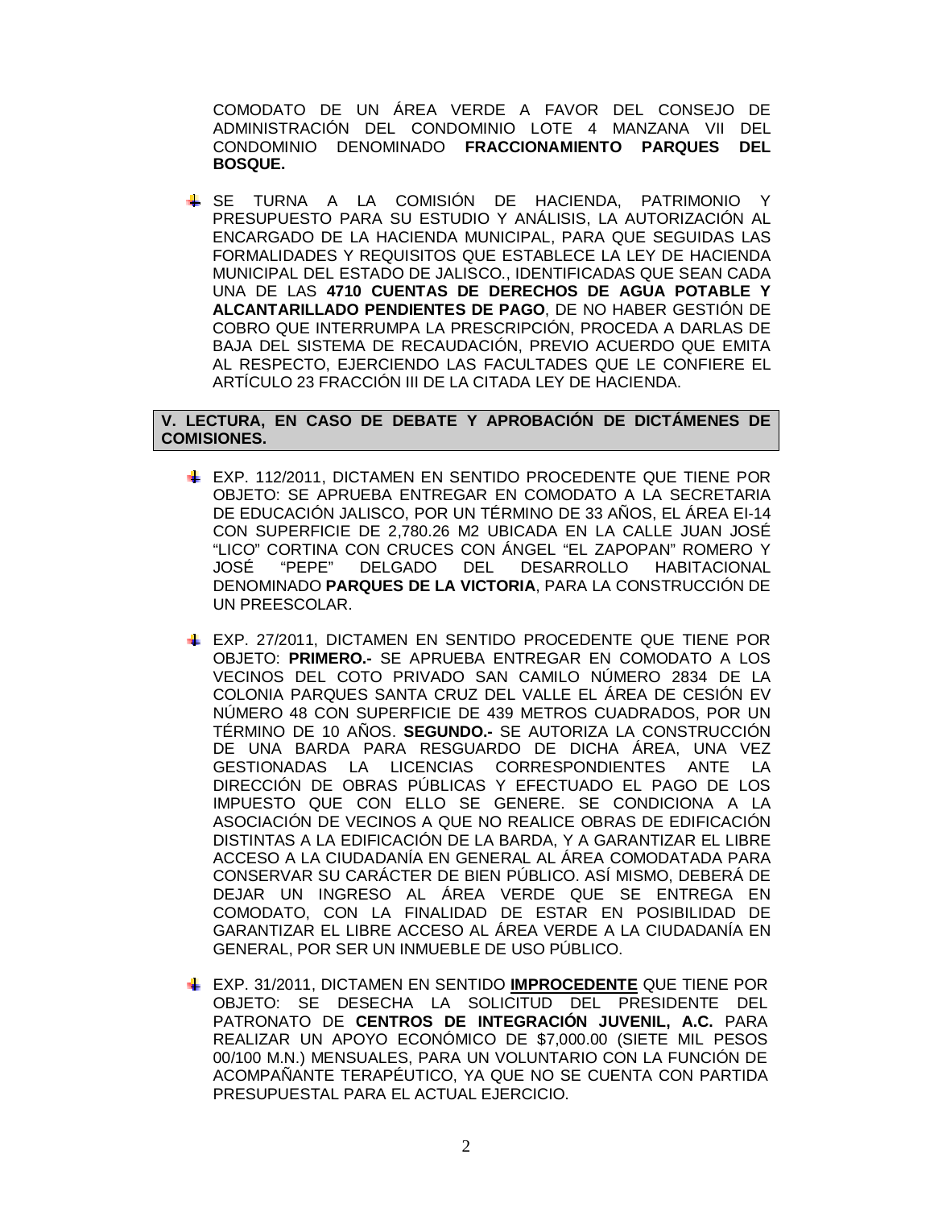COMODATO DE UN ÁREA VERDE A FAVOR DEL CONSEJO DE ADMINISTRACIÓN DEL CONDOMINIO LOTE 4 MANZANA VII DEL CONDOMINIO DENOMINADO **FRACCIONAMIENTO PARQUES DEL BOSQUE.**

- SE TURNA A LA COMISIÓN DE HACIENDA, PATRIMONIO Y PRESUPUESTO PARA SU ESTUDIO Y ANÁLISIS, LA AUTORIZACIÓN AL ENCARGADO DE LA HACIENDA MUNICIPAL, PARA QUE SEGUIDAS LAS FORMALIDADES Y REQUISITOS QUE ESTABLECE LA LEY DE HACIENDA MUNICIPAL DEL ESTADO DE JALISCO., IDENTIFICADAS QUE SEAN CADA UNA DE LAS **4710 CUENTAS DE DERECHOS DE AGUA POTABLE Y ALCANTARILLADO PENDIENTES DE PAGO**, DE NO HABER GESTIÓN DE COBRO QUE INTERRUMPA LA PRESCRIPCIÓN, PROCEDA A DARLAS DE BAJA DEL SISTEMA DE RECAUDACIÓN, PREVIO ACUERDO QUE EMITA AL RESPECTO, EJERCIENDO LAS FACULTADES QUE LE CONFIERE EL ARTÍCULO 23 FRACCIÓN III DE LA CITADA LEY DE HACIENDA.

## V. LECTURA, EN CASO DE DEBATE Y APROBACIÓN DE DICTÁMENES DE COMISIONES.

- EXP. 112/2011, DICTAMEN EN SENTIDO PROCEDENTE QUE TIENE POR OBJETO: SE APRUEBA ENTREGAR EN COMODATO A LA SECRETARIA DE EDUCACIÓN JALISCO, POR UN TÉRMINO DE 33 AÑOS, EL ÁREA EI-14 CON SUPERFICIE DE 2,780.26 M2 UBICADA EN LA CALLE JUAN JOSÉ "LICO" CORTINA CON CRUCES CON ÁNGEL "EL ZAPOPAN" ROMERO Y JOSÉ "PEPE" DELGADO DEL DESARROLLO HABITACIONAL DENOMINADO **PARQUES DE LA VICTORIA**, PARA LA CONSTRUCCIÓN DE UN PREESCOLAR.

- EXP. 27/2011, DICTAMEN EN SENTIDO PROCEDENTE QUE TIENE POR OBJETO: **PRIMERO.-** SE APRUEBA ENTREGAR EN COMODATO A LOS VECINOS DEL COTO PRIVADO SAN CAMILO NÚMERO 2834 DE LA COLONIA PARQUES SANTA CRUZ DEL VALLE EL ÁREA DE CESIÓN EV NÚMERO 48 CON SUPERFICIE DE 439 METROS CUADRADOS, POR UN TÉRMINO DE 10 AÑOS. **SEGUNDO.-** SE AUTORIZA LA CONSTRUCCIÓN DE UNA BARDA PARA RESGUARDO DE DICHA ÁREA, UNA VEZ GESTIONADAS LA LICENCIAS CORRESPONDIENTES ANTE LA DIRECCIÓN DE OBRAS PÚBLICAS Y EFECTUADO EL PAGO DE LOS IMPUESTO QUE CON ELLO SE GENERE. SE CONDICIONA A LA ASOCIACIÓN DE VECINOS A QUE NO REALICE OBRAS DE EDIFICACIÓN DISTINTAS A LA EDIFICACIÓN DE LA BARDA, Y A GARANTIZAR EL LIBRE ACCESO A LA CIUDADANÍA EN GENERAL AL ÁREA COMODATADA PARA CONSERVAR SU CARÁCTER DE BIEN PÚBLICO. ASÍ MISMO, DEBERÁ DE DEJAR UN INGRESO AL ÁREA VERDE QUE SE ENTREGA EN COMODATO, CON LA FINALIDAD DE ESTAR EN POSIBILIDAD DE GARANTIZAR EL LIBRE ACCESO AL ÁREA VERDE A LA CIUDADANÍA EN GENERAL, POR SER UN INMUEBLE DE USO PÚBLICO.

- EXP. 31/2011, DICTAMEN EN SENTIDO **IMPROCEDENTE** QUE TIENE POR OBJETO: SE DESECHA LA SOLICITUD DEL PRESIDENTE DEL PATRONATO DE **CENTROS DE INTEGRACIÓN JUVENIL, A.C.** PARA REALIZAR UN APOYO ECONÓMICO DE $7,000.00 (SIETE MIL PESOS 00/100 M.N.) MENSUALES, PARA UN VOLUNTARIO CON LA FUNCIÓN DE ACOMPAÑANTE TERAPÉUTICO, YA QUE NO SE CUENTA CON PARTIDA PRESUPUESTAL PARA EL ACTUAL EJERCICIO.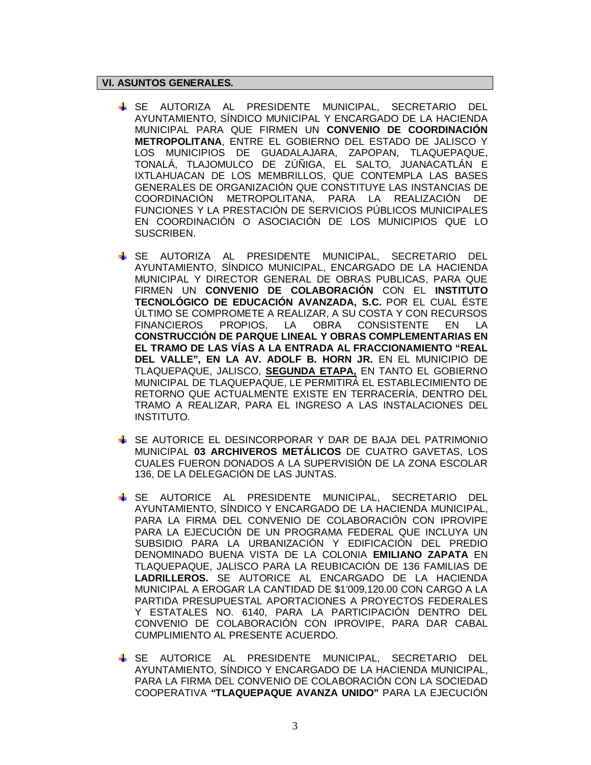## VI. ASUNTOS GENERALES.

- SE AUTORIZA AL PRESIDENTE MUNICIPAL, SECRETARIO DEL AYUNTAMIENTO, SÍNDICO MUNICIPAL Y ENCARGADO DE LA HACIENDA MUNICIPAL PARA QUE FIRMEN UN **CONVENIO DE COORDINACIÓN METROPOLITANA**, ENTRE EL GOBIERNO DEL ESTADO DE JALISCO Y LOS MUNICIPIOS DE GUADALAJARA, ZAPOPAN, TLAQUEPAQUE, TONALÁ, TLAJOMULCO DE ZÚÑIGA, EL SALTO, JUANACATLÁN E IXTLAHUACAN DE LOS MEMBRILLOS, QUE CONTEMPLA LAS BASES GENERALES DE ORGANIZACIÓN QUE CONSTITUYE LAS INSTANCIAS DE COORDINACIÓN METROPOLITANA, PARA LA REALIZACIÓN DE FUNCIONES Y LA PRESTACIÓN DE SERVICIOS PÚBLICOS MUNICIPALES EN COORDINACIÓN O ASOCIACIÓN DE LOS MUNICIPIOS QUE LO SUSCRIBEN.

- SE AUTORIZA AL PRESIDENTE MUNICIPAL, SECRETARIO DEL AYUNTAMIENTO, SÍNDICO MUNICIPAL, ENCARGADO DE LA HACIENDA MUNICIPAL Y DIRECTOR GENERAL DE OBRAS PUBLICAS, PARA QUE FIRMEN UN **CONVENIO DE COLABORACIÓN** CON EL **INSTITUTO TECNOLÓGICO DE EDUCACIÓN AVANZADA, S.C.** POR EL CUAL ÉSTE ÚLTIMO SE COMPROMETE A REALIZAR, A SU COSTA Y CON RECURSOS FINANCIEROS PROPIOS, LA OBRA CONSISTENTE EN LA **CONSTRUCCIÓN DE PARQUE LINEAL Y OBRAS COMPLEMENTARIAS EN EL TRAMO DE LAS VÍAS A LA ENTRADA AL FRACCIONAMIENTO "REAL DEL VALLE", EN LA AV. ADOLF B. HORN JR.** EN EL MUNICIPIO DE TLAQUEPAQUE, JALISCO, **<u>SEGUNDA ETAPA,</u>** EN TANTO EL GOBIERNO MUNICIPAL DE TLAQUEPAQUE, LE PERMITIRÁ EL ESTABLECIMIENTO DE RETORNO QUE ACTUALMENTE EXISTE EN TERRACERÍA, DENTRO DEL TRAMO A REALIZAR, PARA EL INGRESO A LAS INSTALACIONES DEL INSTITUTO.

- SE AUTORICE EL DESINCORPORAR Y DAR DE BAJA DEL PATRIMONIO MUNICIPAL **03 ARCHIVEROS METÁLICOS** DE CUATRO GAVETAS, LOS CUALES FUERON DONADOS A LA SUPERVISIÓN DE LA ZONA ESCOLAR 136, DE LA DELEGACIÓN DE LAS JUNTAS.

- SE AUTORICE AL PRESIDENTE MUNICIPAL, SECRETARIO DEL AYUNTAMIENTO, SÍNDICO Y ENCARGADO DE LA HACIENDA MUNICIPAL, PARA LA FIRMA DEL CONVENIO DE COLABORACIÓN CON IPROVIPE PARA LA EJECUCIÓN DE UN PROGRAMA FEDERAL QUE INCLUYA UN SUBSIDIO PARA LA URBANIZACIÓN Y EDIFICACIÓN DEL PREDIO DENOMINADO BUENA VISTA DE LA COLONIA **EMILIANO ZAPATA** EN TLAQUEPAQUE, JALISCO PARA LA REUBICACIÓN DE 136 FAMILIAS DE **LADRILLEROS.** SE AUTORICE AL ENCARGADO DE LA HACIENDA MUNICIPAL A EROGAR LA CANTIDAD DE $1'009,120.00 CON CARGO A LA PARTIDA PRESUPUESTAL APORTACIONES A PROYECTOS FEDERALES Y ESTATALES NO. 6140, PARA LA PARTICIPACIÓN DENTRO DEL CONVENIO DE COLABORACIÓN CON IPROVIPE, PARA DAR CABAL CUMPLIMIENTO AL PRESENTE ACUERDO.

- SE AUTORICE AL PRESIDENTE MUNICIPAL, SECRETARIO DEL AYUNTAMIENTO, SÍNDICO Y ENCARGADO DE LA HACIENDA MUNICIPAL, PARA LA FIRMA DEL CONVENIO DE COLABORACIÓN CON LA SOCIEDAD COOPERATIVA **"TLAQUEPAQUE AVANZA UNIDO"** PARA LA EJECUCIÓN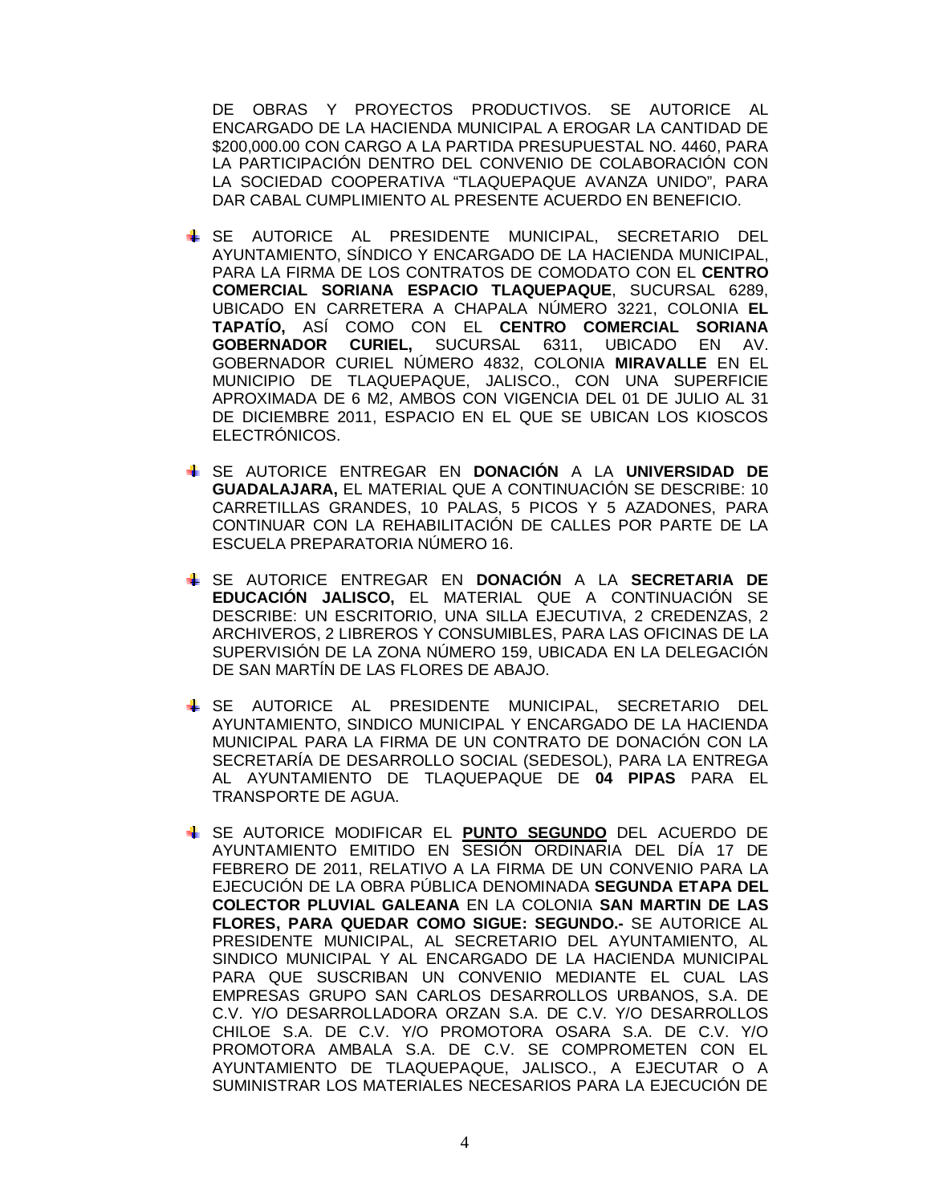DE OBRAS Y PROYECTOS PRODUCTIVOS. SE AUTORICE AL ENCARGADO DE LA HACIENDA MUNICIPAL A EROGAR LA CANTIDAD DE $200,000.00 CON CARGO A LA PARTIDA PRESUPUESTAL NO. 4460, PARA LA PARTICIPACIÓN DENTRO DEL CONVENIO DE COLABORACIÓN CON LA SOCIEDAD COOPERATIVA "TLAQUEPAQUE AVANZA UNIDO", PARA DAR CABAL CUMPLIMIENTO AL PRESENTE ACUERDO EN BENEFICIO.

- SE AUTORICE AL PRESIDENTE MUNICIPAL, SECRETARIO DEL AYUNTAMIENTO, SÍNDICO Y ENCARGADO DE LA HACIENDA MUNICIPAL, PARA LA FIRMA DE LOS CONTRATOS DE COMODATO CON EL **CENTRO COMERCIAL SORIANA ESPACIO TLAQUEPAQUE**, SUCURSAL 6289, UBICADO EN CARRETERA A CHAPALA NÚMERO 3221, COLONIA **EL TAPATÍO,** ASÍ COMO CON EL **CENTRO COMERCIAL SORIANA GOBERNADOR CURIEL,** SUCURSAL 6311, UBICADO EN AV. GOBERNADOR CURIEL NÚMERO 4832, COLONIA **MIRAVALLE** EN EL MUNICIPIO DE TLAQUEPAQUE, JALISCO., CON UNA SUPERFICIE APROXIMADA DE 6 M2, AMBOS CON VIGENCIA DEL 01 DE JULIO AL 31 DE DICIEMBRE 2011, ESPACIO EN EL QUE SE UBICAN LOS KIOSCOS ELECTRÓNICOS.

- SE AUTORICE ENTREGAR EN **DONACIÓN** A LA **UNIVERSIDAD DE GUADALAJARA,** EL MATERIAL QUE A CONTINUACIÓN SE DESCRIBE: 10 CARRETILLAS GRANDES, 10 PALAS, 5 PICOS Y 5 AZADONES, PARA CONTINUAR CON LA REHABILITACIÓN DE CALLES POR PARTE DE LA ESCUELA PREPARATORIA NÚMERO 16.

- SE AUTORICE ENTREGAR EN **DONACIÓN** A LA **SECRETARIA DE EDUCACIÓN JALISCO,** EL MATERIAL QUE A CONTINUACIÓN SE DESCRIBE: UN ESCRITORIO, UNA SILLA EJECUTIVA, 2 CREDENZAS, 2 ARCHIVEROS, 2 LIBREROS Y CONSUMIBLES, PARA LAS OFICINAS DE LA SUPERVISIÓN DE LA ZONA NÚMERO 159, UBICADA EN LA DELEGACIÓN DE SAN MARTÍN DE LAS FLORES DE ABAJO.

- SE AUTORICE AL PRESIDENTE MUNICIPAL, SECRETARIO DEL AYUNTAMIENTO, SINDICO MUNICIPAL Y ENCARGADO DE LA HACIENDA MUNICIPAL PARA LA FIRMA DE UN CONTRATO DE DONACIÓN CON LA SECRETARÍA DE DESARROLLO SOCIAL (SEDESOL), PARA LA ENTREGA AL AYUNTAMIENTO DE TLAQUEPAQUE DE **04 PIPAS** PARA EL TRANSPORTE DE AGUA.

- SE AUTORICE MODIFICAR EL **PUNTO SEGUNDO** DEL ACUERDO DE AYUNTAMIENTO EMITIDO EN SESIÓN ORDINARIA DEL DÍA 17 DE FEBRERO DE 2011, RELATIVO A LA FIRMA DE UN CONVENIO PARA LA EJECUCIÓN DE LA OBRA PÚBLICA DENOMINADA **SEGUNDA ETAPA DEL COLECTOR PLUVIAL GALEANA** EN LA COLONIA **SAN MARTIN DE LAS FLORES, PARA QUEDAR COMO SIGUE: SEGUNDO.-** SE AUTORICE AL PRESIDENTE MUNICIPAL, AL SECRETARIO DEL AYUNTAMIENTO, AL SINDICO MUNICIPAL Y AL ENCARGADO DE LA HACIENDA MUNICIPAL PARA QUE SUSCRIBAN UN CONVENIO MEDIANTE EL CUAL LAS EMPRESAS GRUPO SAN CARLOS DESARROLLOS URBANOS, S.A. DE C.V. Y/O DESARROLLADORA ORZAN S.A. DE C.V. Y/O DESARROLLOS CHILOE S.A. DE C.V. Y/O PROMOTORA OSARA S.A. DE C.V. Y/O PROMOTORA AMBALA S.A. DE C.V. SE COMPROMETEN CON EL AYUNTAMIENTO DE TLAQUEPAQUE, JALISCO., A EJECUTAR O A SUMINISTRAR LOS MATERIALES NECESARIOS PARA LA EJECUCIÓN DE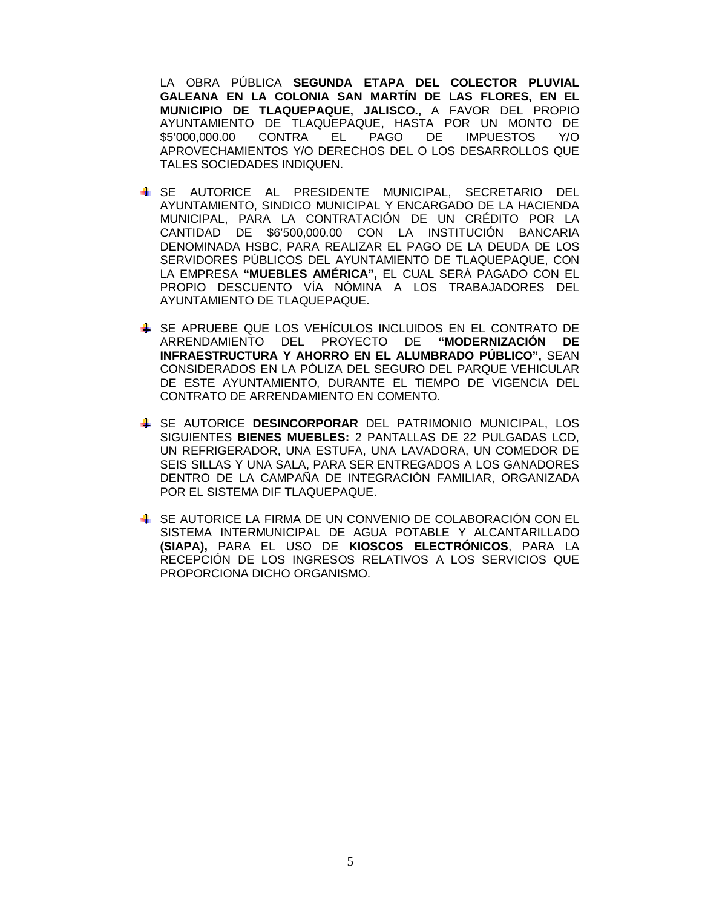LA OBRA PÚBLICA **SEGUNDA ETAPA DEL COLECTOR PLUVIAL GALEANA EN LA COLONIA SAN MARTÍN DE LAS FLORES, EN EL MUNICIPIO DE TLAQUEPAQUE, JALISCO.,** A FAVOR DEL PROPIO AYUNTAMIENTO DE TLAQUEPAQUE, HASTA POR UN MONTO DE $5'000,000.00 CONTRA EL PAGO DE IMPUESTOS Y/O APROVECHAMIENTOS Y/O DERECHOS DEL O LOS DESARROLLOS QUE TALES SOCIEDADES INDIQUEN.

- SE AUTORICE AL PRESIDENTE MUNICIPAL, SECRETARIO DEL AYUNTAMIENTO, SINDICO MUNICIPAL Y ENCARGADO DE LA HACIENDA MUNICIPAL, PARA LA CONTRATACIÓN DE UN CRÉDITO POR LA CANTIDAD DE $6'500,000.00 CON LA INSTITUCIÓN BANCARIA DENOMINADA HSBC, PARA REALIZAR EL PAGO DE LA DEUDA DE LOS SERVIDORES PÚBLICOS DEL AYUNTAMIENTO DE TLAQUEPAQUE, CON LA EMPRESA **"MUEBLES AMÉRICA",** EL CUAL SERÁ PAGADO CON EL PROPIO DESCUENTO VÍA NÓMINA A LOS TRABAJADORES DEL AYUNTAMIENTO DE TLAQUEPAQUE.

- SE APRUEBE QUE LOS VEHÍCULOS INCLUIDOS EN EL CONTRATO DE ARRENDAMIENTO DEL PROYECTO DE **"MODERNIZACIÓN DE INFRAESTRUCTURA Y AHORRO EN EL ALUMBRADO PÚBLICO",** SEAN CONSIDERADOS EN LA PÓLIZA DEL SEGURO DEL PARQUE VEHICULAR DE ESTE AYUNTAMIENTO, DURANTE EL TIEMPO DE VIGENCIA DEL CONTRATO DE ARRENDAMIENTO EN COMENTO.

- SE AUTORICE **DESINCORPORAR** DEL PATRIMONIO MUNICIPAL, LOS SIGUIENTES **BIENES MUEBLES:** 2 PANTALLAS DE 22 PULGADAS LCD, UN REFRIGERADOR, UNA ESTUFA, UNA LAVADORA, UN COMEDOR DE SEIS SILLAS Y UNA SALA, PARA SER ENTREGADOS A LOS GANADORES DENTRO DE LA CAMPAÑA DE INTEGRACIÓN FAMILIAR, ORGANIZADA POR EL SISTEMA DIF TLAQUEPAQUE.

- SE AUTORICE LA FIRMA DE UN CONVENIO DE COLABORACIÓN CON EL SISTEMA INTERMUNICIPAL DE AGUA POTABLE Y ALCANTARILLADO **(SIAPA),** PARA EL USO DE **KIOSCOS ELECTRÓNICOS**, PARA LA RECEPCIÓN DE LOS INGRESOS RELATIVOS A LOS SERVICIOS QUE PROPORCIONA DICHO ORGANISMO.